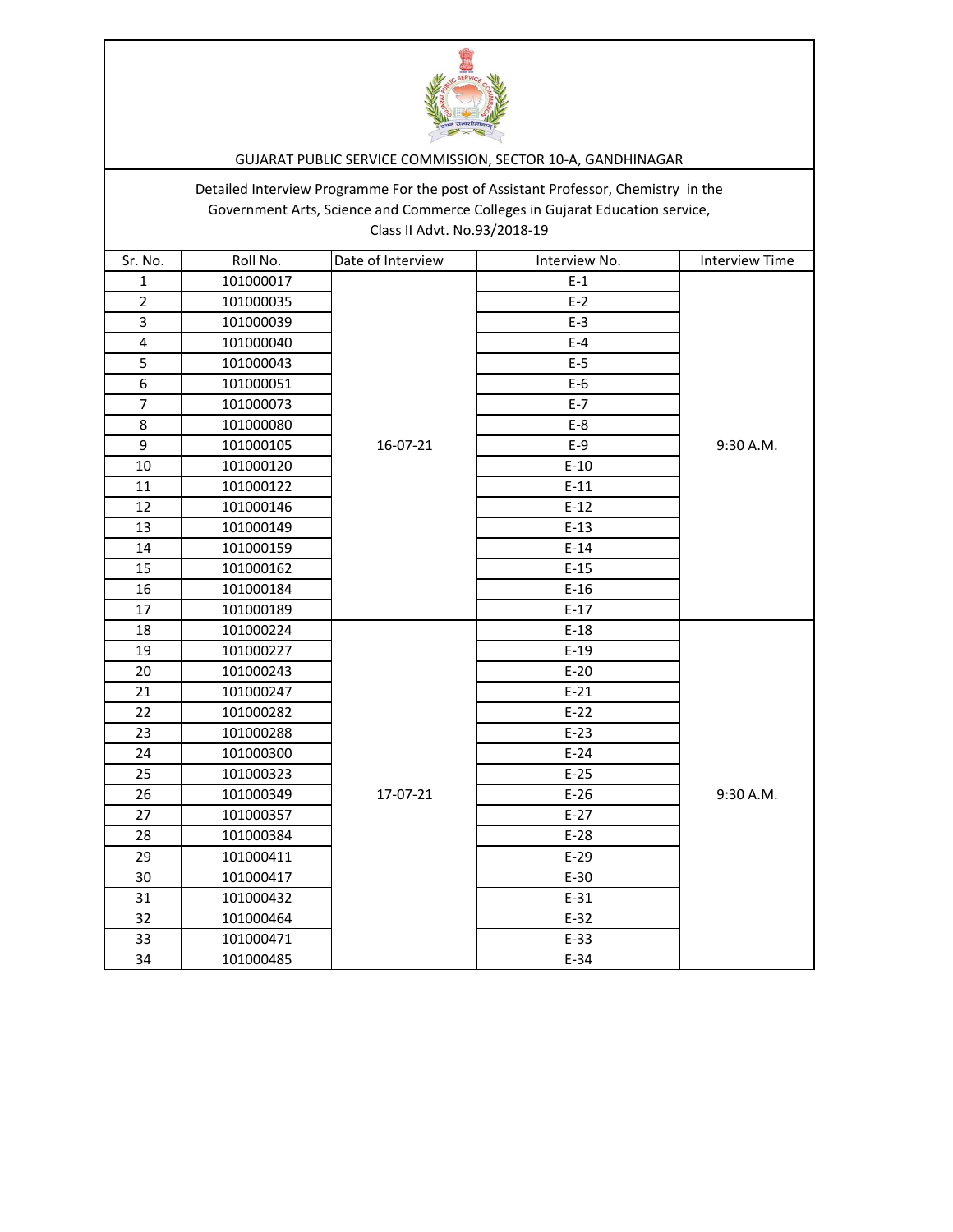# GUJARAT PUBLIC SERVICE COMMISSION, SECTOR 10-A, GANDHINAGAR

Detailed Interview Programme For the post of Assistant Professor, Chemistry in the Government Arts, Science and Commerce Colleges in Gujarat Education service, Class II Advt. No.93/2018-19

| Sr. No. | Roll No. | Date of Interview | Interview No. | Interview Time |
|---|---|---|---|---|
| 1 | 101000017 | 16-07-21 | E-1 | 9:30 A.M. |
| 2 | 101000035 | | E-2 | |
| 3 | 101000039 | | E-3 | |
| 4 | 101000040 | | E-4 | |
| 5 | 101000043 | | E-5 | |
| 6 | 101000051 | | E-6 | |
| 7 | 101000073 | | E-7 | |
| 8 | 101000080 | | E-8 | |
| 9 | 101000105 | | E-9 | |
| 10 | 101000120 | | E-10 | |
| 11 | 101000122 | | E-11 | |
| 12 | 101000146 | | E-12 | |
| 13 | 101000149 | | E-13 | |
| 14 | 101000159 | | E-14 | |
| 15 | 101000162 | | E-15 | |
| 16 | 101000184 | | E-16 | |
| 17 | 101000189 | | E-17 | |
| 18 | 101000224 | 17-07-21 | E-18 | 9:30 A.M. |
| 19 | 101000227 | | E-19 | |
| 20 | 101000243 | | E-20 | |
| 21 | 101000247 | | E-21 | |
| 22 | 101000282 | | E-22 | |
| 23 | 101000288 | | E-23 | |
| 24 | 101000300 | | E-24 | |
| 25 | 101000323 | | E-25 | |
| 26 | 101000349 | | E-26 | |
| 27 | 101000357 | | E-27 | |
| 28 | 101000384 | | E-28 | |
| 29 | 101000411 | | E-29 | |
| 30 | 101000417 | | E-30 | |
| 31 | 101000432 | | E-31 | |
| 32 | 101000464 | | E-32 | |
| 33 | 101000471 | | E-33 | |
| 34 | 101000485 | | E-34 | |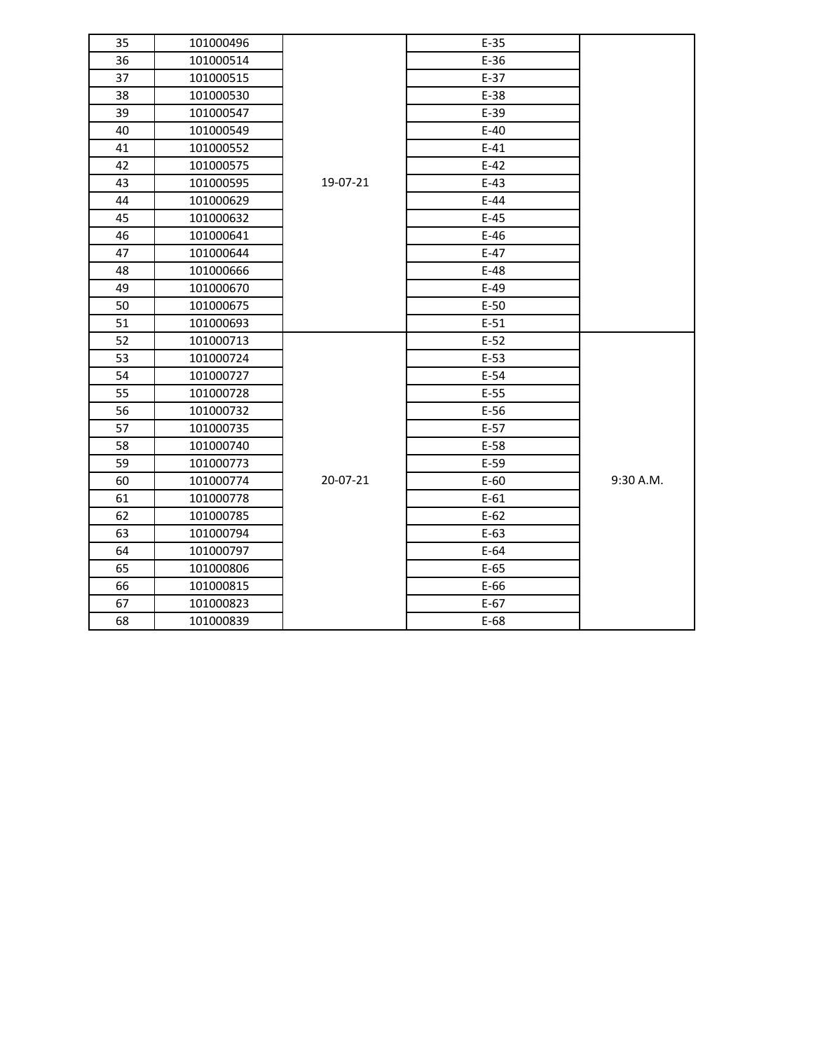| | | | | |
|---|---|---|---|---|
| 35 | 101000496 | | E-35 | |
| 36 | 101000514 | | E-36 | |
| 37 | 101000515 | | E-37 | |
| 38 | 101000530 | | E-38 | |
| 39 | 101000547 | | E-39 | |
| 40 | 101000549 | | E-40 | |
| 41 | 101000552 | | E-41 | |
| 42 | 101000575 | | E-42 | |
| 43 | 101000595 | 19-07-21 | E-43 | |
| 44 | 101000629 | | E-44 | |
| 45 | 101000632 | | E-45 | |
| 46 | 101000641 | | E-46 | |
| 47 | 101000644 | | E-47 | |
| 48 | 101000666 | | E-48 | |
| 49 | 101000670 | | E-49 | |
| 50 | 101000675 | | E-50 | |
| 51 | 101000693 | | E-51 | |
| 52 | 101000713 | | E-52 | |
| 53 | 101000724 | | E-53 | |
| 54 | 101000727 | | E-54 | |
| 55 | 101000728 | | E-55 | |
| 56 | 101000732 | | E-56 | |
| 57 | 101000735 | | E-57 | |
| 58 | 101000740 | | E-58 | |
| 59 | 101000773 | | E-59 | |
| 60 | 101000774 | 20-07-21 | E-60 | 9:30 A.M. |
| 61 | 101000778 | | E-61 | |
| 62 | 101000785 | | E-62 | |
| 63 | 101000794 | | E-63 | |
| 64 | 101000797 | | E-64 | |
| 65 | 101000806 | | E-65 | |
| 66 | 101000815 | | E-66 | |
| 67 | 101000823 | | E-67 | |
| 68 | 101000839 | | E-68 | |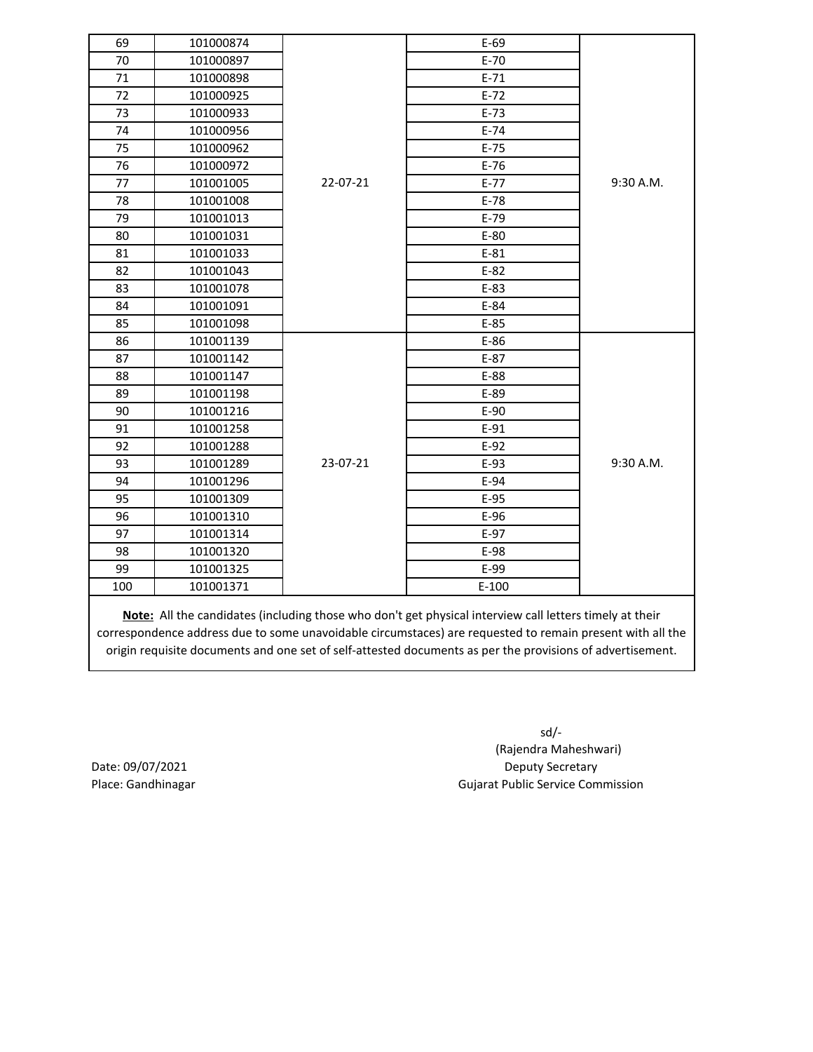| | | | | |
|---|---|---|---|---|
| 69 | 101000874 | 22-07-21 | E-69 | 9:30 A.M. |
| 70 | 101000897 | | E-70 | |
| 71 | 101000898 | | E-71 | |
| 72 | 101000925 | | E-72 | |
| 73 | 101000933 | | E-73 | |
| 74 | 101000956 | | E-74 | |
| 75 | 101000962 | | E-75 | |
| 76 | 101000972 | | E-76 | |
| 77 | 101001005 | | E-77 | |
| 78 | 101001008 | | E-78 | |
| 79 | 101001013 | | E-79 | |
| 80 | 101001031 | | E-80 | |
| 81 | 101001033 | | E-81 | |
| 82 | 101001043 | | E-82 | |
| 83 | 101001078 | | E-83 | |
| 84 | 101001091 | | E-84 | |
| 85 | 101001098 | | E-85 | |
| 86 | 101001139 | 23-07-21 | E-86 | 9:30 A.M. |
| 87 | 101001142 | | E-87 | |
| 88 | 101001147 | | E-88 | |
| 89 | 101001198 | | E-89 | |
| 90 | 101001216 | | E-90 | |
| 91 | 101001258 | | E-91 | |
| 92 | 101001288 | | E-92 | |
| 93 | 101001289 | | E-93 | |
| 94 | 101001296 | | E-94 | |
| 95 | 101001309 | | E-95 | |
| 96 | 101001310 | | E-96 | |
| 97 | 101001314 | | E-97 | |
| 98 | 101001320 | | E-98 | |
| 99 | 101001325 | | E-99 | |
| 100 | 101001371 | | E-100 | |

**Note:** All the candidates (including those who don't get physical interview call letters timely at their correspondence address due to some unavoidable circumstaces) are requested to remain present with all the origin requisite documents and one set of self-attested documents as per the provisions of advertisement.

sd/-
(Rajendra Maheshwari)
Deputy Secretary
Gujarat Public Service Commission

Date: 09/07/2021
Place: Gandhinagar